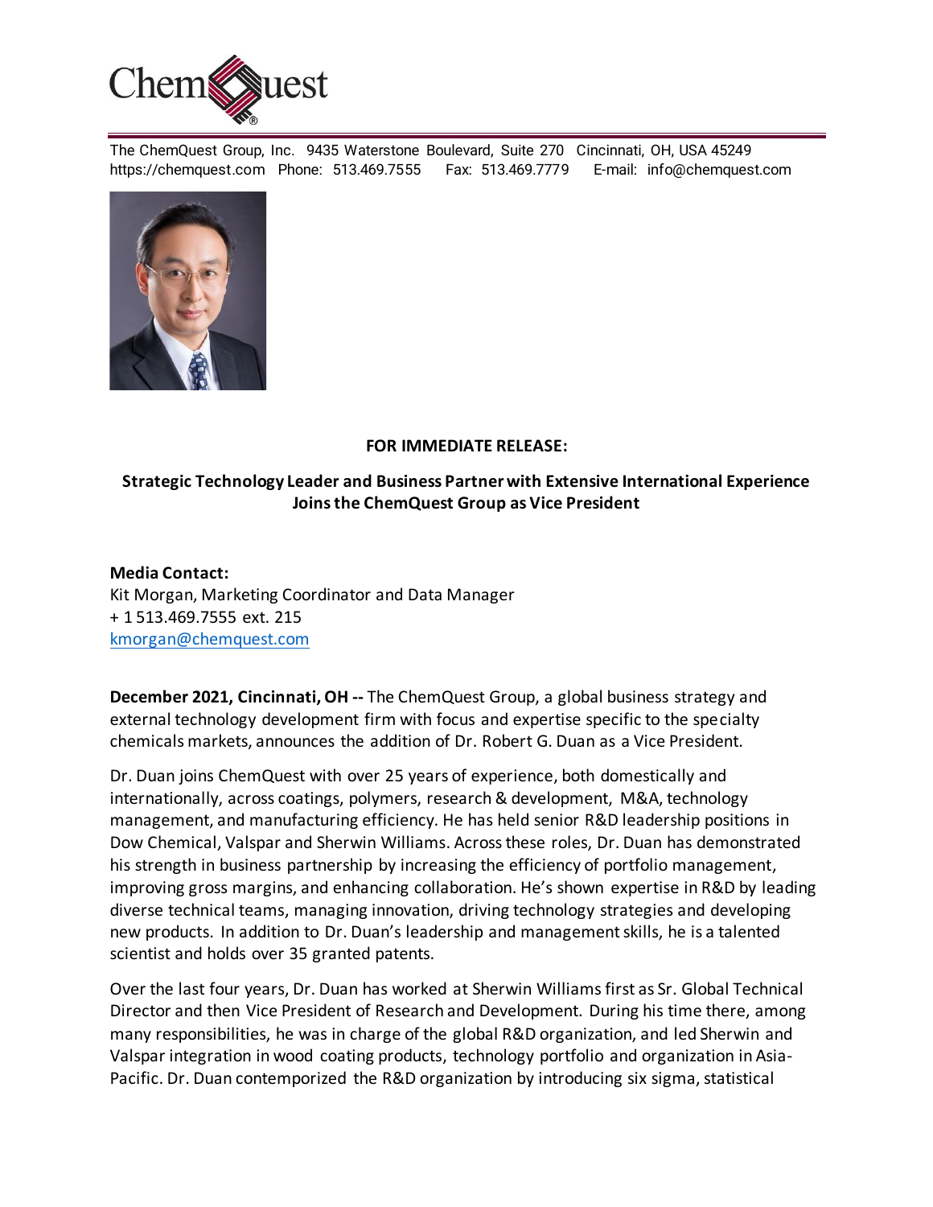The ChemQuest Group, Inc. 9435 Waterstone Boulevard, Suite 270 Cincinnati, OH, USA 45249
https://chemquest.com Phone: 513.469.7555 Fax: 513.469.7779 E-mail: info@chemquest.com

**FOR IMMEDIATE RELEASE:**

**Strategic Technology Leader and Business Partner with Extensive International Experience Joins the ChemQuest Group as Vice President**

**Media Contact:**
Kit Morgan, Marketing Coordinator and Data Manager
+ 1 513.469.7555 ext. 215
kmorgan@chemquest.com

**December 2021, Cincinnati, OH --** The ChemQuest Group, a global business strategy and external technology development firm with focus and expertise specific to the specialty chemicals markets, announces the addition of Dr. Robert G. Duan as a Vice President.

Dr. Duan joins ChemQuest with over 25 years of experience, both domestically and internationally, across coatings, polymers, research & development, M&A, technology management, and manufacturing efficiency. He has held senior R&D leadership positions in Dow Chemical, Valspar and Sherwin Williams. Across these roles, Dr. Duan has demonstrated his strength in business partnership by increasing the efficiency of portfolio management, improving gross margins, and enhancing collaboration. He's shown expertise in R&D by leading diverse technical teams, managing innovation, driving technology strategies and developing new products. In addition to Dr. Duan's leadership and management skills, he is a talented scientist and holds over 35 granted patents.

Over the last four years, Dr. Duan has worked at Sherwin Williams first as Sr. Global Technical Director and then Vice President of Research and Development. During his time there, among many responsibilities, he was in charge of the global R&D organization, and led Sherwin and Valspar integration in wood coating products, technology portfolio and organization in Asia-Pacific. Dr. Duan contemporized the R&D organization by introducing six sigma, statistical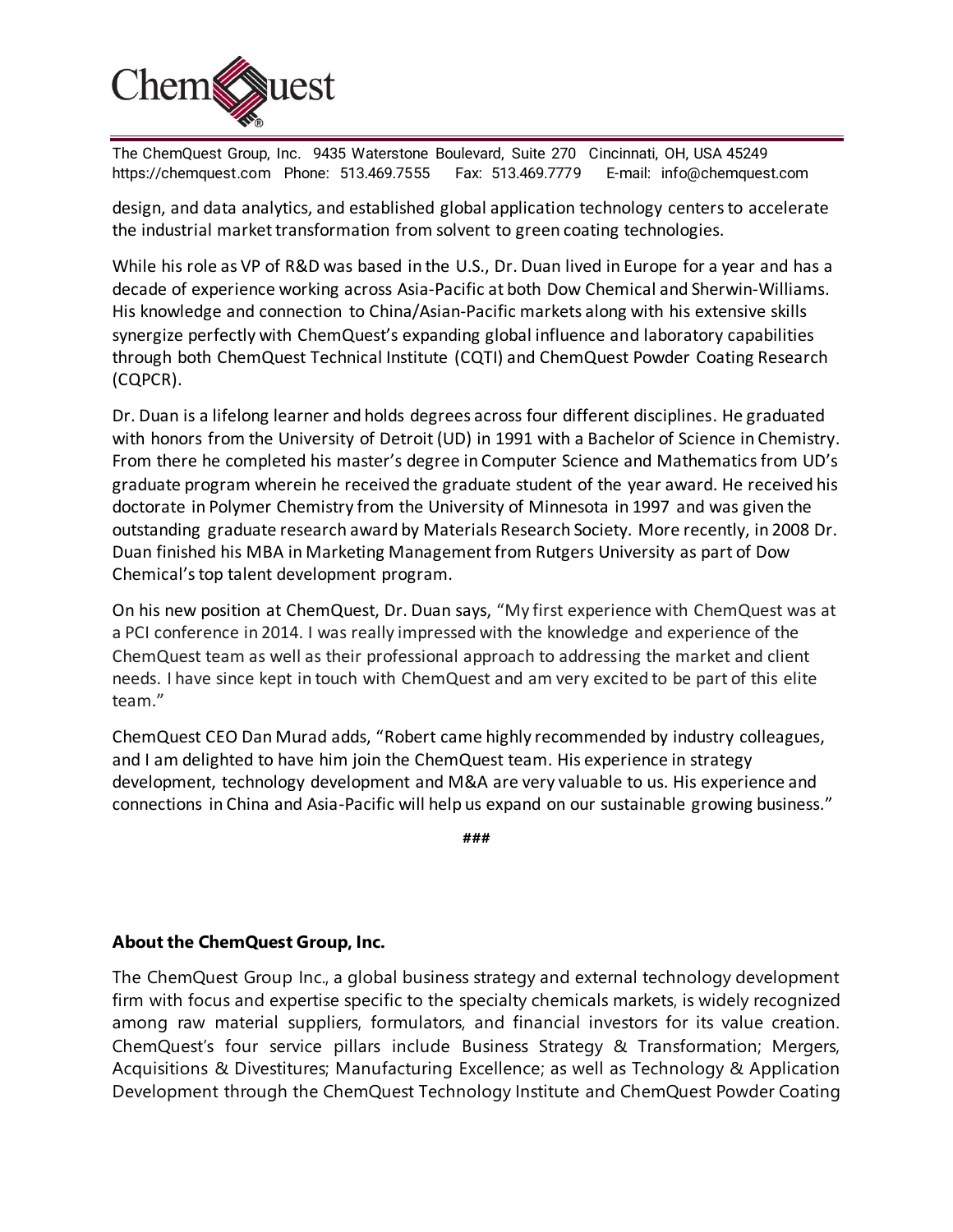design, and data analytics, and established global application technology centers to accelerate the industrial market transformation from solvent to green coating technologies.

While his role as VP of R&D was based in the U.S., Dr. Duan lived in Europe for a year and has a decade of experience working across Asia-Pacific at both Dow Chemical and Sherwin-Williams. His knowledge and connection to China/Asian-Pacific markets along with his extensive skills synergize perfectly with ChemQuest's expanding global influence and laboratory capabilities through both ChemQuest Technical Institute (CQTI) and ChemQuest Powder Coating Research (CQPCR).

Dr. Duan is a lifelong learner and holds degrees across four different disciplines. He graduated with honors from the University of Detroit (UD) in 1991 with a Bachelor of Science in Chemistry. From there he completed his master's degree in Computer Science and Mathematics from UD's graduate program wherein he received the graduate student of the year award. He received his doctorate in Polymer Chemistry from the University of Minnesota in 1997 and was given the outstanding graduate research award by Materials Research Society. More recently, in 2008 Dr. Duan finished his MBA in Marketing Management from Rutgers University as part of Dow Chemical's top talent development program.

On his new position at ChemQuest, Dr. Duan says, "My first experience with ChemQuest was at a PCI conference in 2014. I was really impressed with the knowledge and experience of the ChemQuest team as well as their professional approach to addressing the market and client needs. I have since kept in touch with ChemQuest and am very excited to be part of this elite team."

ChemQuest CEO Dan Murad adds, "Robert came highly recommended by industry colleagues, and I am delighted to have him join the ChemQuest team. His experience in strategy development, technology development and M&A are very valuable to us. His experience and connections in China and Asia-Pacific will help us expand on our sustainable growing business."

###

**About the ChemQuest Group, Inc.**

The ChemQuest Group Inc., a global business strategy and external technology development firm with focus and expertise specific to the specialty chemicals markets, is widely recognized among raw material suppliers, formulators, and financial investors for its value creation. ChemQuest's four service pillars include Business Strategy & Transformation; Mergers, Acquisitions & Divestitures; Manufacturing Excellence; as well as Technology & Application Development through the ChemQuest Technology Institute and ChemQuest Powder Coating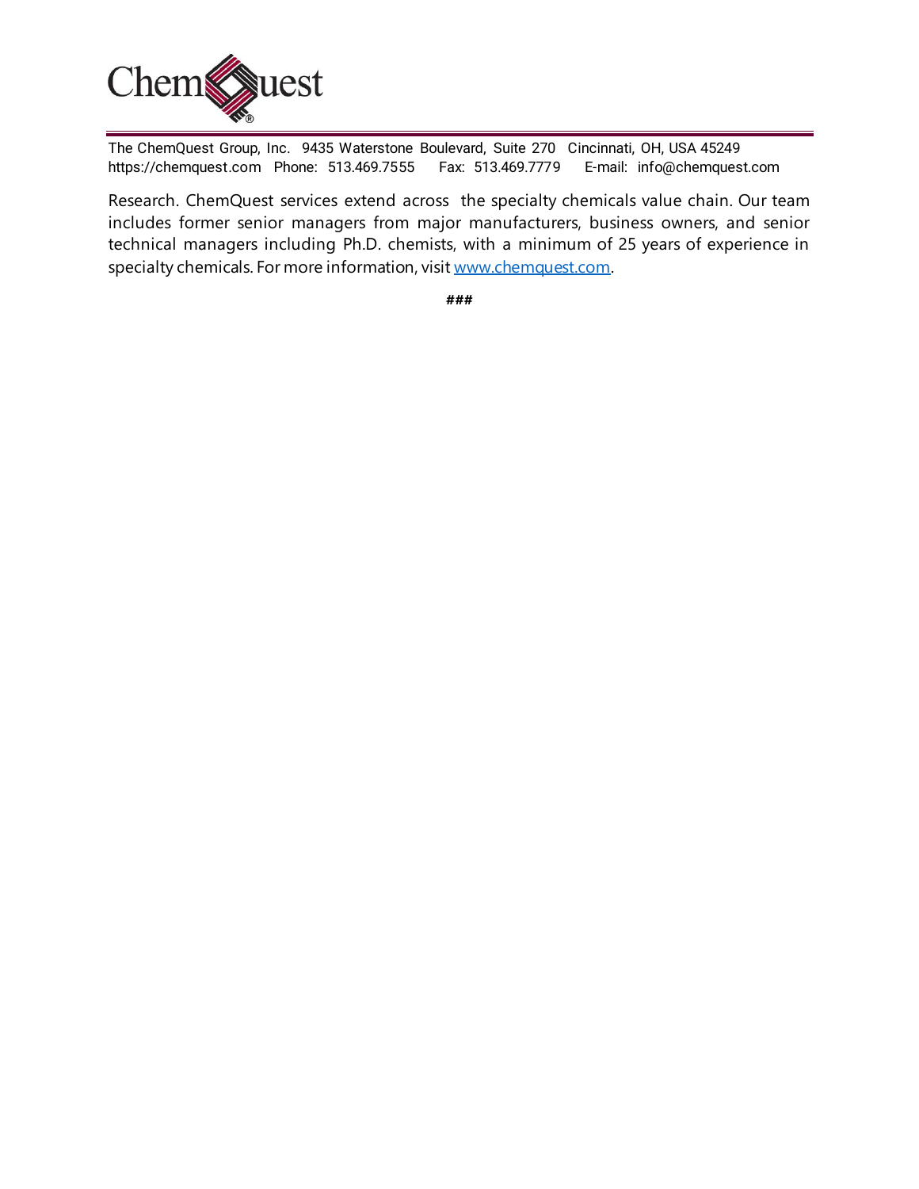The ChemQuest Group, Inc. 9435 Waterstone Boulevard, Suite 270 Cincinnati, OH, USA 45249
https://chemquest.com Phone: 513.469.7555 Fax: 513.469.7779 E-mail: info@chemquest.com

Research. ChemQuest services extend across the specialty chemicals value chain. Our team includes former senior managers from major manufacturers, business owners, and senior technical managers including Ph.D. chemists, with a minimum of 25 years of experience in specialty chemicals. For more information, visit [www.chemquest.com](https://www.chemquest.com).

###